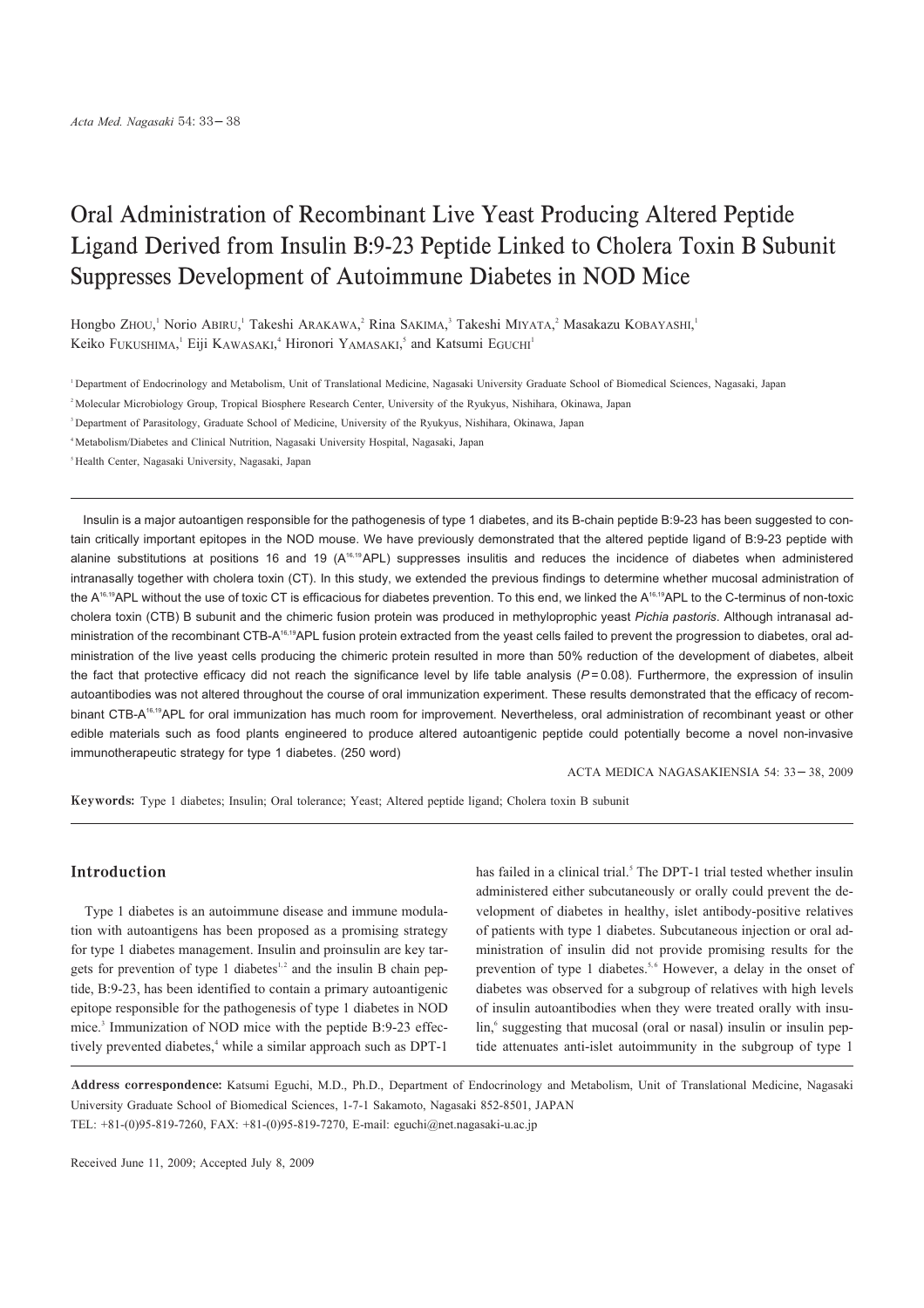# Oral Administration of Recombinant Live Yeast Producing Altered Peptide Ligand Derived from Insulin B:9-23 Peptide Linked to Cholera Toxin B Subunit Suppresses Development of Autoimmune Diabetes in NOD Mice

Hongbo ZHOU,[1] Norio ABIRU,[1] Takeshi ARAKAWA,[2] Rina SAKIMA,[3] Takeshi MIYATA,[2] Masakazu KOBAYASHI,[1] Keiko FUKUSHIMA,[1] Eiji KAWASAKI,[4] Hironori YAMASAKI,[5] and Katsumi EGUCHI[1]

[1] Department of Endocrinology and Metabolism, Unit of Translational Medicine, Nagasaki University Graduate School of Biomedical Sciences, Nagasaki, Japan

[2] Molecular Microbiology Group, Tropical Biosphere Research Center, University of the Ryukyus, Nishihara, Okinawa, Japan

[3] Department of Parasitology, Graduate School of Medicine, University of the Ryukyus, Nishihara, Okinawa, Japan

[4] Metabolism/Diabetes and Clinical Nutrition, Nagasaki University Hospital, Nagasaki, Japan

[5] Health Center, Nagasaki University, Nagasaki, Japan

Insulin is a major autoantigen responsible for the pathogenesis of type 1 diabetes, and its B-chain peptide B:9-23 has been suggested to contain critically important epitopes in the NOD mouse. We have previously demonstrated that the altered peptide ligand of B:9-23 peptide with alanine substitutions at positions 16 and 19 ($A^{16,19}$APL) suppresses insulitis and reduces the incidence of diabetes when administered intranasally together with cholera toxin (CT). In this study, we extended the previous findings to determine whether mucosal administration of the $A^{16,19}$APL without the use of toxic CT is efficacious for diabetes prevention. To this end, we linked the $A^{16,19}$APL to the C-terminus of non-toxic cholera toxin (CTB) B subunit and the chimeric fusion protein was produced in methylotrophic yeast *Pichia pastoris*. Although intranasal administration of the recombinant CTB-$A^{16,19}$APL fusion protein extracted from the yeast cells failed to prevent the progression to diabetes, oral administration of the live yeast cells producing the chimeric protein resulted in more than 50% reduction of the development of diabetes, albeit the fact that protective efficacy did not reach the significance level by life table analysis ($P = 0.08$). Furthermore, the expression of insulin autoantibodies was not altered throughout the course of oral immunization experiment. These results demonstrated that the efficacy of recombinant CTB-$A^{16,19}$APL for oral immunization has much room for improvement. Nevertheless, oral administration of recombinant yeast or other edible materials such as food plants engineered to produce altered autoantigenic peptide could potentially become a novel non-invasive immunotherapeutic strategy for type 1 diabetes. (250 word)

ACTA MEDICA NAGASAKIENSIA 54: 33−38, 2009

**Keywords:** Type 1 diabetes; Insulin; Oral tolerance; Yeast; Altered peptide ligand; Cholera toxin B subunit

## Introduction

Type 1 diabetes is an autoimmune disease and immune modulation with autoantigens has been proposed as a promising strategy for type 1 diabetes management. Insulin and proinsulin are key targets for prevention of type 1 diabetes[1,2] and the insulin B chain peptide, B:9-23, has been identified to contain a primary autoantigenic epitope responsible for the pathogenesis of type 1 diabetes in NOD mice.[3] Immunization of NOD mice with the peptide B:9-23 effectively prevented diabetes,[4] while a similar approach such as DPT-1 has failed in a clinical trial.[5] The DPT-1 trial tested whether insulin administered either subcutaneously or orally could prevent the development of diabetes in healthy, islet antibody-positive relatives of patients with type 1 diabetes. Subcutaneous injection or oral administration of insulin did not provide promising results for the prevention of type 1 diabetes.[5,6] However, a delay in the onset of diabetes was observed for a subgroup of relatives with high levels of insulin autoantibodies when they were treated orally with insulin,[6] suggesting that mucosal (oral or nasal) insulin or insulin peptide attenuates anti-islet autoimmunity in the subgroup of type 1

**Address correspondence:** Katsumi Eguchi, M.D., Ph.D., Department of Endocrinology and Metabolism, Unit of Translational Medicine, Nagasaki University Graduate School of Biomedical Sciences, 1-7-1 Sakamoto, Nagasaki 852-8501, JAPAN
TEL: +81-(0)95-819-7260, FAX: +81-(0)95-819-7270, E-mail: eguchi@net.nagasaki-u.ac.jp

Received June 11, 2009; Accepted July 8, 2009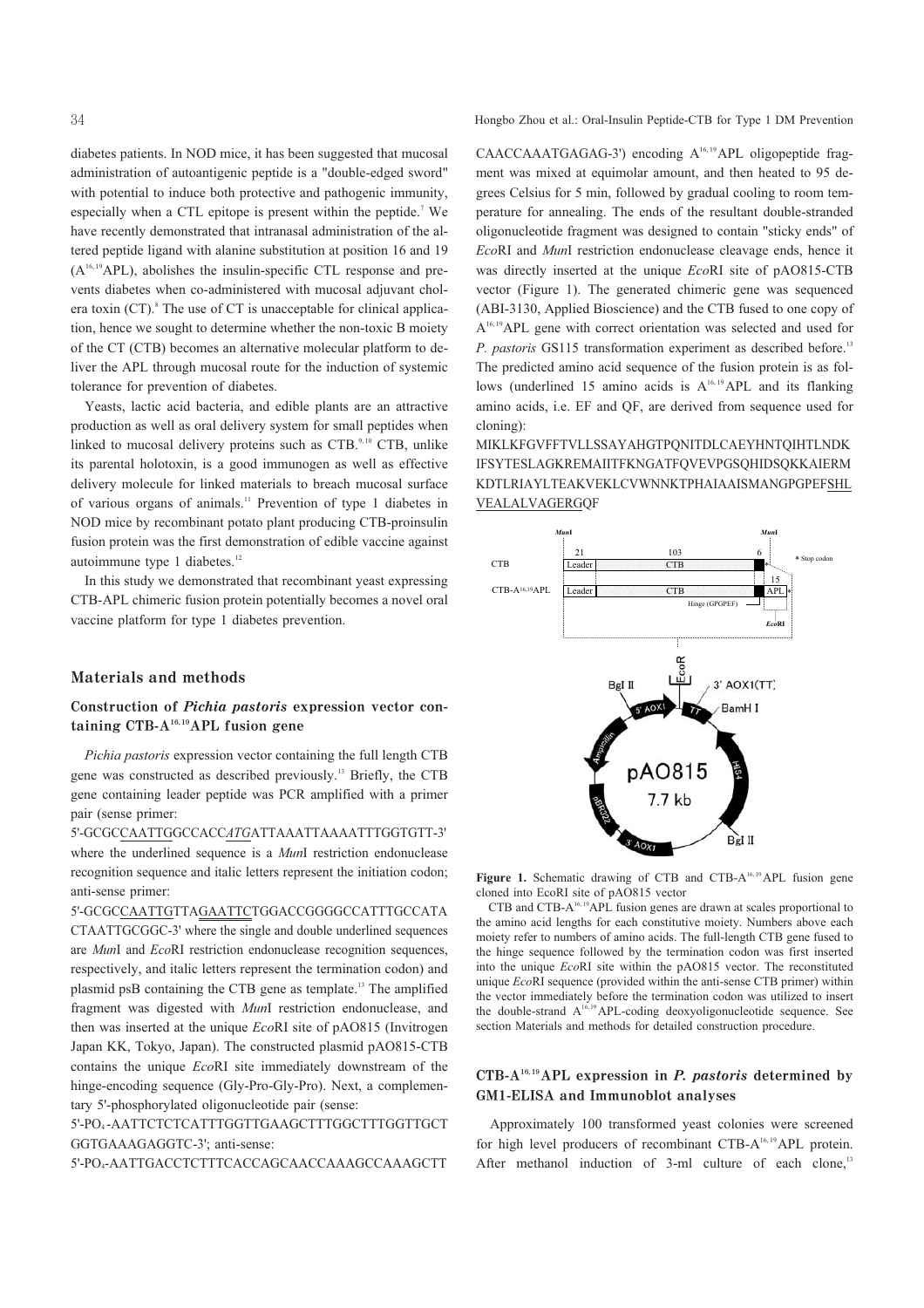diabetes patients. In NOD mice, it has been suggested that mucosal administration of autoantigenic peptide is a "double-edged sword" with potential to induce both protective and pathogenic immunity, especially when a CTL epitope is present within the peptide.[7] We have recently demonstrated that intranasal administration of the altered peptide ligand with alanine substitution at position 16 and 19 ($A^{16,19}$APL), abolishes the insulin-specific CTL response and prevents diabetes when co-administered with mucosal adjuvant cholera toxin (CT).[8] The use of CT is unacceptable for clinical application, hence we sought to determine whether the non-toxic B moiety of the CT (CTB) becomes an alternative molecular platform to deliver the APL through mucosal route for the induction of systemic tolerance for prevention of diabetes.

Yeasts, lactic acid bacteria, and edible plants are an attractive production as well as oral delivery system for small peptides when linked to mucosal delivery proteins such as CTB.[9,10] CTB, unlike its parental holotoxin, is a good immunogen as well as effective delivery molecule for linked materials to breach mucosal surface of various organs of animals.[11] Prevention of type 1 diabetes in NOD mice by recombinant potato plant producing CTB-proinsulin fusion protein was the first demonstration of edible vaccine against autoimmune type 1 diabetes.[12]

In this study we demonstrated that recombinant yeast expressing CTB-APL chimeric fusion protein potentially becomes a novel oral vaccine platform for type 1 diabetes prevention.

## Materials and methods

### Construction of *Pichia pastoris* expression vector containing CTB-$A^{16,19}$APL fusion gene

*Pichia pastoris* expression vector containing the full length CTB gene was constructed as described previously.[13] Briefly, the CTB gene containing leader peptide was PCR amplified with a primer pair (sense primer:

5'-GCGCCAATTGGCCACC*ATG*ATTAAATTAAAATTTGGTGTT-3' where the underlined sequence is a *Mun*I restriction endonuclease recognition sequence and italic letters represent the initiation codon; anti-sense primer:

5'-GCGCCAATTGTTAGAATTCTGGACCGGGGCCATTTGCCATACTAATTGCGGC-3' where the single and double underlined sequences are *Mun*I and *Eco*RI restriction endonuclease recognition sequences, respectively, and italic letters represent the termination codon) and plasmid psB containing the CTB gene as template.[13] The amplified fragment was digested with *Mun*I restriction endonuclease, and then was inserted at the unique *Eco*RI site of pAO815 (Invitrogen Japan KK, Tokyo, Japan). The constructed plasmid pAO815-CTB contains the unique *Eco*RI site immediately downstream of the hinge-encoding sequence (Gly-Pro-Gly-Pro). Next, a complementary 5'-phosphorylated oligonucleotide pair (sense:

5'-$PO_4$-AATTCTCTCATTTGGTTGAAGCTTTGGCTTTGGTTGCTGGTGAAAGAGGTC-3'; anti-sense:

5'-$PO_4$-AATTGACCTCTTTCACCAGCAACCAAAGCCAAAGCTTCAACCAAATGAGAG-3') encoding $A^{16,19}$APL oligopeptide fragment was mixed at equimolar amount, and then heated to 95 degrees Celsius for 5 min, followed by gradual cooling to room temperature for annealing. The ends of the resultant double-stranded oligonucleotide fragment was designed to contain "sticky ends" of *Eco*RI and *Mun*I restriction endonuclease cleavage ends, hence it was directly inserted at the unique *Eco*RI site of pAO815-CTB vector (Figure 1). The generated chimeric gene was sequenced (ABI-3130, Applied Bioscience) and the CTB fused to one copy of $A^{16,19}$APL gene with correct orientation was selected and used for *P. pastoris* GS115 transformation experiment as described before.[13] The predicted amino acid sequence of the fusion protein is as follows (underlined 15 amino acids is $A^{16,19}$APL and its flanking amino acids, i.e. EF and QF, are derived from sequence used for cloning):

MIKLKFGVFFTVLLSSAYAHGTPQNITDLCAEYHNTQIHTLNDKIFSYTESLAGKREMAIITFKNGATFQVEVPGSQHIDSQKKAIERMKDTLRIAYLTEAKVEKLCVWNNKTPHAIAAISMANGPGPEFSHLVEALALVAGERGQF

Figure 1. Schematic drawing of CTB and CTB-$A^{16,19}$APL fusion gene cloned into EcoRI site of pAO815 vector

CTB and CTB-$A^{16,19}$APL fusion genes are drawn at scales proportional to the amino acid lengths for each constitutive moiety. Numbers above each moiety refer to numbers of amino acids. The full-length CTB gene fused to the hinge sequence followed by the termination codon was first inserted into the unique *Eco*RI site within the pAO815 vector. The reconstituted unique *Eco*RI sequence (provided within the anti-sense CTB primer) within the vector immediately before the termination codon was utilized to insert the double-strand $A^{16,19}$APL-coding deoxyoligonucleotide sequence. See section Materials and methods for detailed construction procedure.

### CTB-$A^{16,19}$APL expression in *P. pastoris* determined by GM1-ELISA and Immunoblot analyses

Approximately 100 transformed yeast colonies were screened for high level producers of recombinant CTB-$A^{16,19}$APL protein. After methanol induction of 3-ml culture of each clone,[13]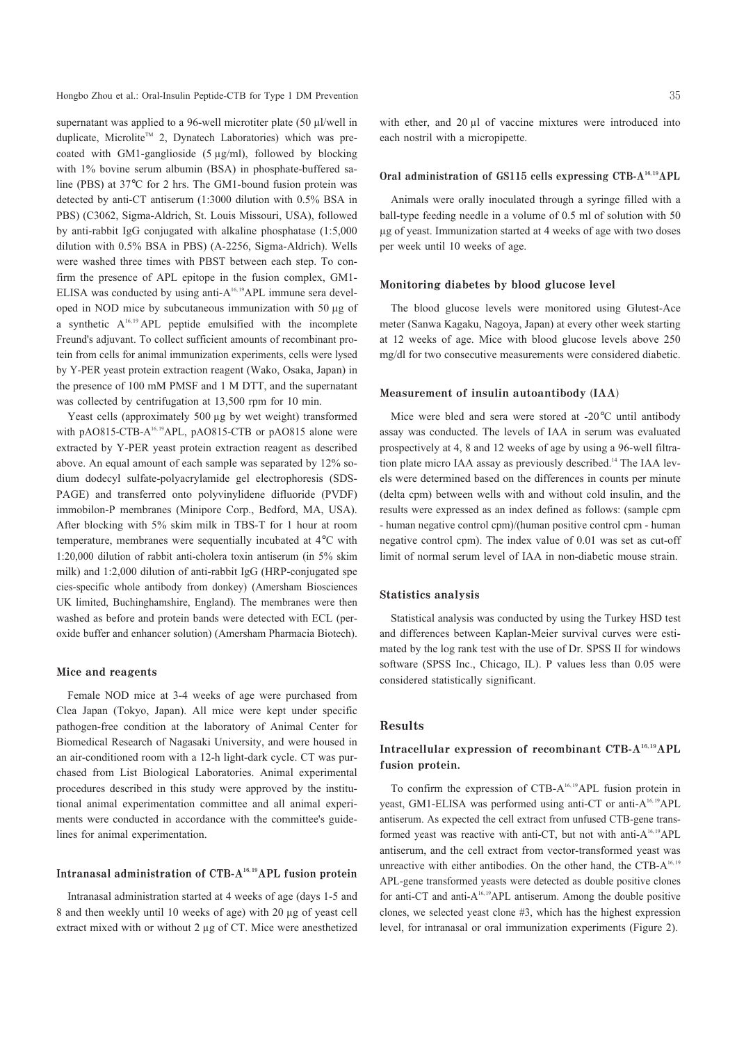supernatant was applied to a 96-well microtiter plate (50 µl/well in duplicate, Microlite™ 2, Dynatech Laboratories) which was pre-coated with GM1-ganglioside (5 µg/ml), followed by blocking with 1% bovine serum albumin (BSA) in phosphate-buffered saline (PBS) at 37°C for 2 hrs. The GM1-bound fusion protein was detected by anti-CT antiserum (1:3000 dilution with 0.5% BSA in PBS) (C3062, Sigma-Aldrich, St. Louis Missouri, USA), followed by anti-rabbit IgG conjugated with alkaline phosphatase (1:5,000 dilution with 0.5% BSA in PBS) (A-2256, Sigma-Aldrich). Wells were washed three times with PBST between each step. To confirm the presence of APL epitope in the fusion complex, GM1-ELISA was conducted by using anti-$A^{16,19}$APL immune sera developed in NOD mice by subcutaneous immunization with 50 µg of a synthetic $A^{16,19}$ APL peptide emulsified with the incomplete Freund's adjuvant. To collect sufficient amounts of recombinant protein from cells for animal immunization experiments, cells were lysed by Y-PER yeast protein extraction reagent (Wako, Osaka, Japan) in the presence of 100 mM PMSF and 1 M DTT, and the supernatant was collected by centrifugation at 13,500 rpm for 10 min.

Yeast cells (approximately 500 µg by wet weight) transformed with pAO815-CTB-$A^{16,19}$APL, pAO815-CTB or pAO815 alone were extracted by Y-PER yeast protein extraction reagent as described above. An equal amount of each sample was separated by 12% sodium dodecyl sulfate-polyacrylamide gel electrophoresis (SDS-PAGE) and transferred onto polyvinylidene difluoride (PVDF) immobilon-P membranes (Minipore Corp., Bedford, MA, USA). After blocking with 5% skim milk in TBS-T for 1 hour at room temperature, membranes were sequentially incubated at 4°C with 1:20,000 dilution of rabbit anti-cholera toxin antiserum (in 5% skim milk) and 1:2,000 dilution of anti-rabbit IgG (HRP-conjugated species-specific whole antibody from donkey) (Amersham Biosciences UK limited, Buchinghamshire, England). The membranes were then washed as before and protein bands were detected with ECL (peroxide buffer and enhancer solution) (Amersham Pharmacia Biotech).

### Mice and reagents

Female NOD mice at 3-4 weeks of age were purchased from Clea Japan (Tokyo, Japan). All mice were kept under specific pathogen-free condition at the laboratory of Animal Center for Biomedical Research of Nagasaki University, and were housed in an air-conditioned room with a 12-h light-dark cycle. CT was purchased from List Biological Laboratories. Animal experimental procedures described in this study were approved by the institutional animal experimentation committee and all animal experiments were conducted in accordance with the committee's guidelines for animal experimentation.

### Intranasal administration of CTB-$A^{16,19}$APL fusion protein

Intranasal administration started at 4 weeks of age (days 1-5 and 8 and then weekly until 10 weeks of age) with 20 µg of yeast cell extract mixed with or without 2 µg of CT. Mice were anesthetized with ether, and 20 µl of vaccine mixtures were introduced into each nostril with a micropipette.

### Oral administration of GS115 cells expressing CTB-$A^{16,19}$APL

Animals were orally inoculated through a syringe filled with a ball-type feeding needle in a volume of 0.5 ml of solution with 50 µg of yeast. Immunization started at 4 weeks of age with two doses per week until 10 weeks of age.

### Monitoring diabetes by blood glucose level

The blood glucose levels were monitored using Glutest-Ace meter (Sanwa Kagaku, Nagoya, Japan) at every other week starting at 12 weeks of age. Mice with blood glucose levels above 250 mg/dl for two consecutive measurements were considered diabetic.

### Measurement of insulin autoantibody (IAA)

Mice were bled and sera were stored at -20°C until antibody assay was conducted. The levels of IAA in serum was evaluated prospectively at 4, 8 and 12 weeks of age by using a 96-well filtration plate micro IAA assay as previously described.[14] The IAA levels were determined based on the differences in counts per minute (delta cpm) between wells with and without cold insulin, and the results were expressed as an index defined as follows: (sample cpm - human negative control cpm)/(human positive control cpm - human negative control cpm). The index value of 0.01 was set as cut-off limit of normal serum level of IAA in non-diabetic mouse strain.

### Statistics analysis

Statistical analysis was conducted by using the Turkey HSD test and differences between Kaplan-Meier survival curves were estimated by the log rank test with the use of Dr. SPSS II for windows software (SPSS Inc., Chicago, IL). P values less than 0.05 were considered statistically significant.

## Results

### Intracellular expression of recombinant CTB-$A^{16,19}$APL fusion protein.

To confirm the expression of CTB-$A^{16,19}$APL fusion protein in yeast, GM1-ELISA was performed using anti-CT or anti-$A^{16,19}$APL antiserum. As expected the cell extract from unfused CTB-gene transformed yeast was reactive with anti-CT, but not with anti-$A^{16,19}$APL antiserum, and the cell extract from vector-transformed yeast was unreactive with either antibodies. On the other hand, the CTB-$A^{16,19}$ APL-gene transformed yeasts were detected as double positive clones for anti-CT and anti-$A^{16,19}$APL antiserum. Among the double positive clones, we selected yeast clone #3, which has the highest expression level, for intranasal or oral immunization experiments (Figure 2).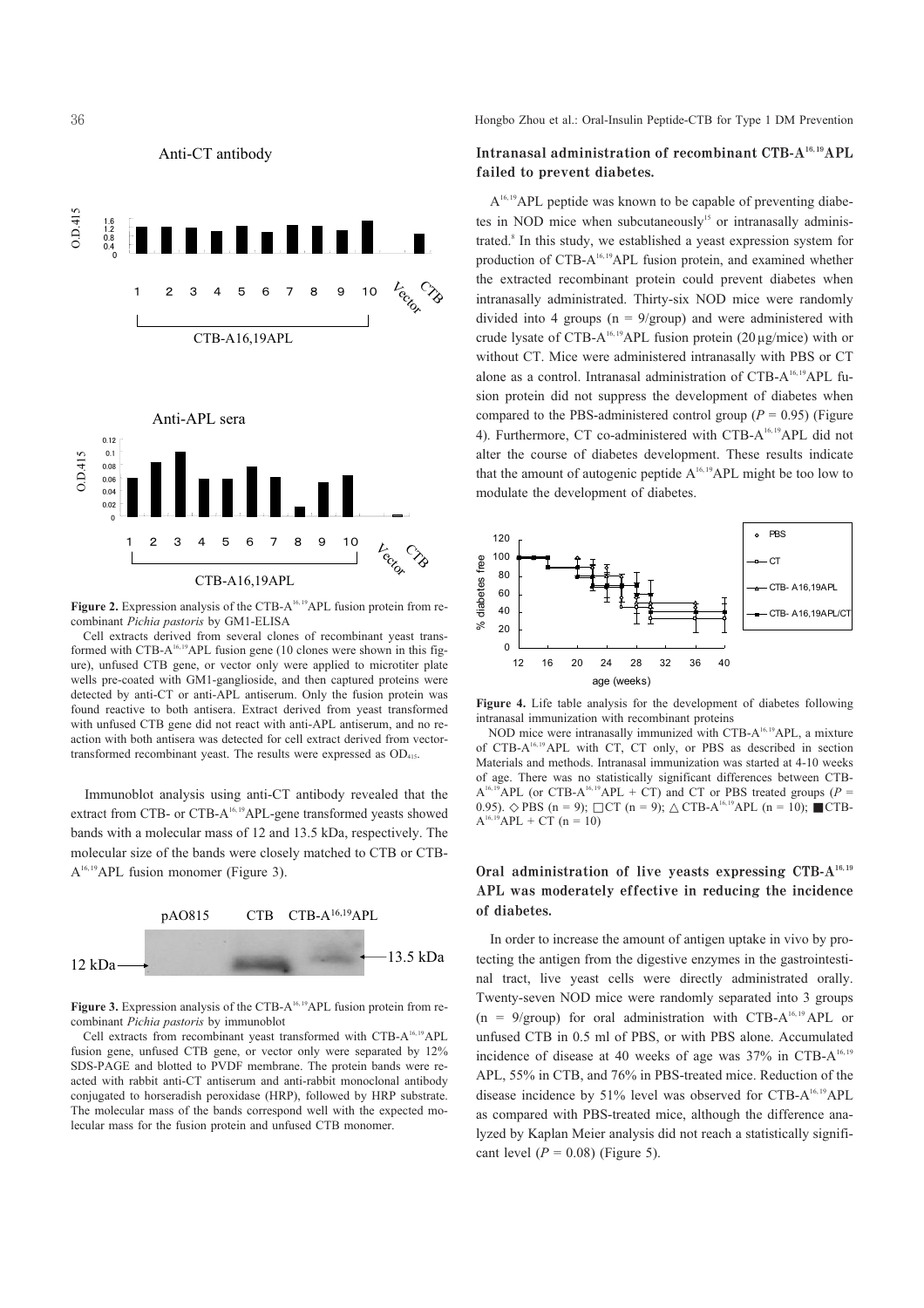**Figure 2.** Expression analysis of the CTB-A[16,19]APL fusion protein from recombinant *Pichia pastoris* by GM1-ELISA

Cell extracts derived from several clones of recombinant yeast transformed with CTB-A[16,19]APL fusion gene (10 clones were shown in this figure), unfused CTB gene, or vector only were applied to microtiter plate wells pre-coated with GM1-ganglioside, and then captured proteins were detected by anti-CT or anti-APL antiserum. Only the fusion protein was found reactive to both antisera. Extract derived from yeast transformed with unfused CTB gene did not react with anti-APL antiserum, and no reaction with both antisera was detected for cell extract derived from vector-transformed recombinant yeast. The results were expressed as $OD_{415}$.

Immunoblot analysis using anti-CT antibody revealed that the extract from CTB- or CTB-A[16,19]APL-gene transformed yeasts showed bands with a molecular mass of 12 and 13.5 kDa, respectively. The molecular size of the bands were closely matched to CTB or CTB-A[16,19]APL fusion monomer (Figure 3).

**Figure 3.** Expression analysis of the CTB-A[16,19]APL fusion protein from recombinant *Pichia pastoris* by immunoblot

Cell extracts from recombinant yeast transformed with CTB-A[16,19]APL fusion gene, unfused CTB gene, or vector only were separated by 12% SDS-PAGE and blotted to PVDF membrane. The protein bands were reacted with rabbit anti-CT antiserum and anti-rabbit monoclonal antibody conjugated to horseradish peroxidase (HRP), followed by HRP substrate. The molecular mass of the bands correspond well with the expected molecular mass for the fusion protein and unfused CTB monomer.

## Intranasal administration of recombinant CTB-A[16,19]APL failed to prevent diabetes.

A[16,19]APL peptide was known to be capable of preventing diabetes in NOD mice when subcutaneously[15] or intranasally administrated.[8] In this study, we established a yeast expression system for production of CTB-A[16,19]APL fusion protein, and examined whether the extracted recombinant protein could prevent diabetes when intranasally administrated. Thirty-six NOD mice were randomly divided into 4 groups (n = 9/group) and were administered with crude lysate of CTB-A[16,19]APL fusion protein (20 μg/mice) with or without CT. Mice were administered intranasally with PBS or CT alone as a control. Intranasal administration of CTB-A[16,19]APL fusion protein did not suppress the development of diabetes when compared to the PBS-administered control group ($P = 0.95$) (Figure 4). Furthermore, CT co-administered with CTB-A[16,19]APL did not alter the course of diabetes development. These results indicate that the amount of autogenic peptide A[16,19]APL might be too low to modulate the development of diabetes.

**Figure 4.** Life table analysis for the development of diabetes following intranasal immunization with recombinant proteins

NOD mice were intranasally immunized with CTB-A[16,19]APL, a mixture of CTB-A[16,19]APL with CT, CT only, or PBS as described in section Materials and methods. Intranasal immunization was started at 4-10 weeks of age. There was no statistically significant differences between CTB-A[16,19]APL (or CTB-A[16,19]APL + CT) and CT or PBS treated groups ($P = 0.95$). ◇ PBS (n = 9); □ CT (n = 9); △ CTB-A[16,19]APL (n = 10); ■ CTB-A[16,19]APL + CT (n = 10)

## Oral administration of live yeasts expressing CTB-A[16,19] APL was moderately effective in reducing the incidence of diabetes.

In order to increase the amount of antigen uptake in vivo by protecting the antigen from the digestive enzymes in the gastrointestinal tract, live yeast cells were directly administrated orally. Twenty-seven NOD mice were randomly separated into 3 groups (n = 9/group) for oral administration with CTB-A[16,19] APL or unfused CTB in 0.5 ml of PBS, or with PBS alone. Accumulated incidence of disease at 40 weeks of age was 37% in CTB-A[16,19] APL, 55% in CTB, and 76% in PBS-treated mice. Reduction of the disease incidence by 51% level was observed for CTB-A[16,19]APL as compared with PBS-treated mice, although the difference analyzed by Kaplan Meier analysis did not reach a statistically significant level ($P = 0.08$) (Figure 5).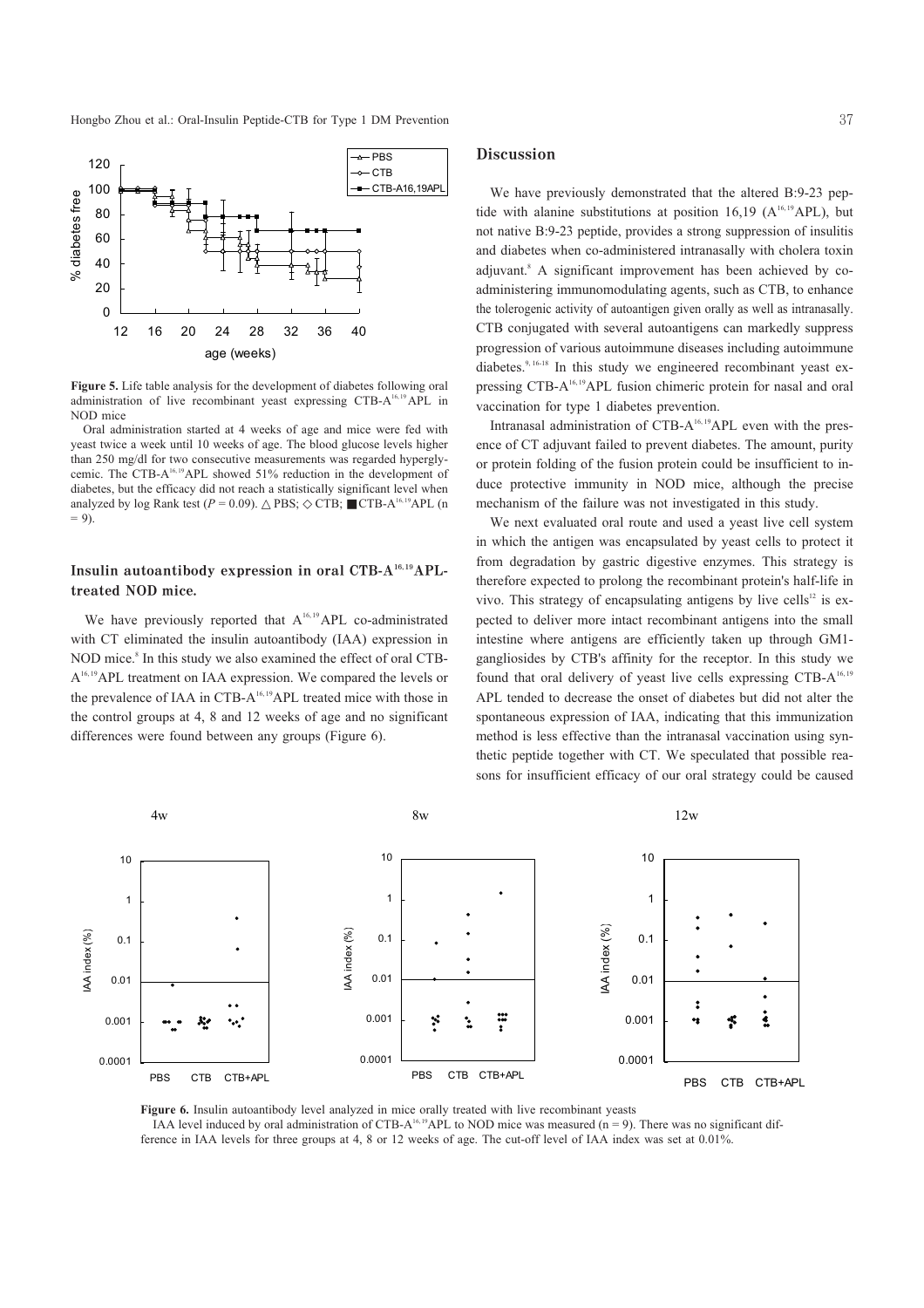**Figure 5.** Life table analysis for the development of diabetes following oral administration of live recombinant yeast expressing CTB-A$^{16,19}$APL in NOD mice

Oral administration started at 4 weeks of age and mice were fed with yeast twice a week until 10 weeks of age. The blood glucose levels higher than 250 mg/dl for two consecutive measurements was regarded hyperglycemic. The CTB-A$^{16,19}$APL showed 51% reduction in the development of diabetes, but the efficacy did not reach a statistically significant level when analyzed by log Rank test ($P = 0.09$). △ PBS; ◇ CTB; ■ CTB-A$^{16,19}$APL ($n = 9$).

### Insulin autoantibody expression in oral CTB-A$^{16,19}$APL-treated NOD mice.

We have previously reported that A$^{16,19}$APL co-administrated with CT eliminated the insulin autoantibody (IAA) expression in NOD mice.[8] In this study we also examined the effect of oral CTB-A$^{16,19}$APL treatment on IAA expression. We compared the levels or the prevalence of IAA in CTB-A$^{16,19}$APL treated mice with those in the control groups at 4, 8 and 12 weeks of age and no significant differences were found between any groups (Figure 6).

## Discussion

We have previously demonstrated that the altered B:9-23 peptide with alanine substitutions at position 16,19 (A$^{16,19}$APL), but not native B:9-23 peptide, provides a strong suppression of insulitis and diabetes when co-administered intranasally with cholera toxin adjuvant.[8] A significant improvement has been achieved by co-administering immunomodulating agents, such as CTB, to enhance the tolerogenic activity of autoantigen given orally as well as intranasally. CTB conjugated with several autoantigens can markedly suppress progression of various autoimmune diseases including autoimmune diabetes.[9, 16-18] In this study we engineered recombinant yeast expressing CTB-A$^{16,19}$APL fusion chimeric protein for nasal and oral vaccination for type 1 diabetes prevention.

Intranasal administration of CTB-A$^{16,19}$APL even with the presence of CT adjuvant failed to prevent diabetes. The amount, purity or protein folding of the fusion protein could be insufficient to induce protective immunity in NOD mice, although the precise mechanism of the failure was not investigated in this study.

We next evaluated oral route and used a yeast live cell system in which the antigen was encapsulated by yeast cells to protect it from degradation by gastric digestive enzymes. This strategy is therefore expected to prolong the recombinant protein's half-life in vivo. This strategy of encapsulating antigens by live cells[12] is expected to deliver more intact recombinant antigens into the small intestine where antigens are efficiently taken up through GM1-gangliosides by CTB's affinity for the receptor. In this study we found that oral delivery of yeast live cells expressing CTB-A$^{16,19}$APL tended to decrease the onset of diabetes but did not alter the spontaneous expression of IAA, indicating that this immunization method is less effective than the intranasal vaccination using synthetic peptide together with CT. We speculated that possible reasons for insufficient efficacy of our oral strategy could be caused

**Figure 6.** Insulin autoantibody level analyzed in mice orally treated with live recombinant yeasts

IAA level induced by oral administration of CTB-A$^{16,19}$APL to NOD mice was measured ($n = 9$). There was no significant difference in IAA levels for three groups at 4, 8 or 12 weeks of age. The cut-off level of IAA index was set at 0.01%.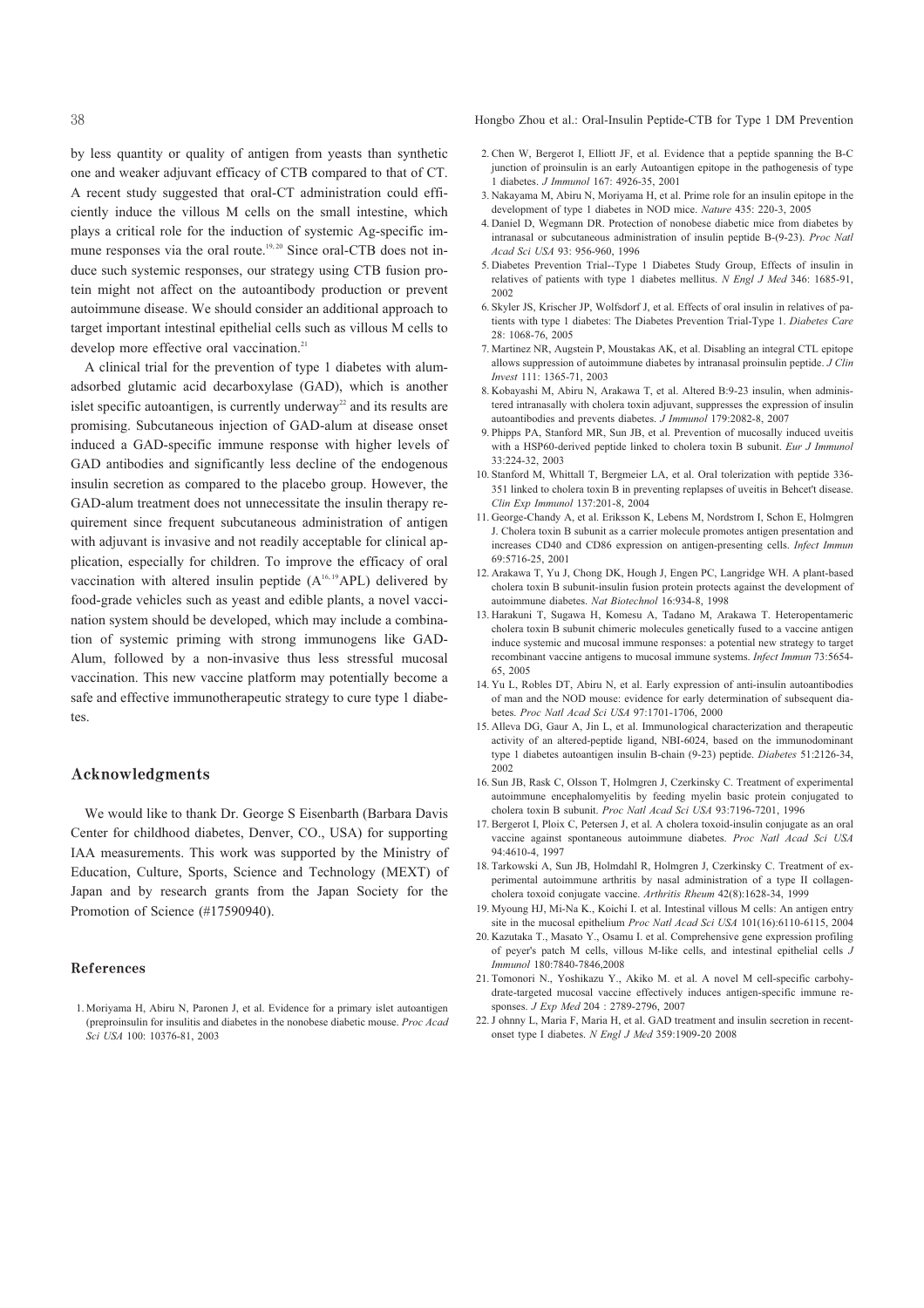by less quantity or quality of antigen from yeasts than synthetic one and weaker adjuvant efficacy of CTB compared to that of CT. A recent study suggested that oral-CT administration could efficiently induce the villous M cells on the small intestine, which plays a critical role for the induction of systemic Ag-specific immune responses via the oral route.[19, 20] Since oral-CTB does not induce such systemic responses, our strategy using CTB fusion protein might not affect on the autoantibody production or prevent autoimmune disease. We should consider an additional approach to target important intestinal epithelial cells such as villous M cells to develop more effective oral vaccination.[21]

A clinical trial for the prevention of type 1 diabetes with alum-adsorbed glutamic acid decarboxylase (GAD), which is another islet specific autoantigen, is currently underway[22] and its results are promising. Subcutaneous injection of GAD-alum at disease onset induced a GAD-specific immune response with higher levels of GAD antibodies and significantly less decline of the endogenous insulin secretion as compared to the placebo group. However, the GAD-alum treatment does not unnecessitate the insulin therapy requirement since frequent subcutaneous administration of antigen with adjuvant is invasive and not readily acceptable for clinical application, especially for children. To improve the efficacy of oral vaccination with altered insulin peptide ($A^{16, 19}$APL) delivered by food-grade vehicles such as yeast and edible plants, a novel vaccination system should be developed, which may include a combination of systemic priming with strong immunogens like GAD-Alum, followed by a non-invasive thus less stressful mucosal vaccination. This new vaccine platform may potentially become a safe and effective immunotherapeutic strategy to cure type 1 diabetes.

## Acknowledgments

We would like to thank Dr. George S Eisenbarth (Barbara Davis Center for childhood diabetes, Denver, CO., USA) for supporting IAA measurements. This work was supported by the Ministry of Education, Culture, Sports, Science and Technology (MEXT) of Japan and by research grants from the Japan Society for the Promotion of Science (#17590940).

## References

1. Moriyama H, Abiru N, Paronen J, et al. Evidence for a primary islet autoantigen (preproinsulin for insulitis and diabetes in the nonobese diabetic mouse. *Proc Acad Sci USA* 100: 10376-81, 2003
2. Chen W, Bergerot I, Elliott JF, et al. Evidence that a peptide spanning the B-C junction of proinsulin is an early Autoantigen epitope in the pathogenesis of type 1 diabetes. *J Immunol* 167: 4926-35, 2001
3. Nakayama M, Abiru N, Moriyama H, et al. Prime role for an insulin epitope in the development of type 1 diabetes in NOD mice. *Nature* 435: 220-3, 2005
4. Daniel D, Wegmann DR. Protection of nonobese diabetic mice from diabetes by intranasal or subcutaneous administration of insulin peptide B-(9-23). *Proc Natl Acad Sci USA* 93: 956-960, 1996
5. Diabetes Prevention Trial--Type 1 Diabetes Study Group, Effects of insulin in relatives of patients with type 1 diabetes mellitus. *N Engl J Med* 346: 1685-91, 2002
6. Skyler JS, Krischer JP, Wolfsdorf J, et al. Effects of oral insulin in relatives of patients with type 1 diabetes: The Diabetes Prevention Trial-Type 1. *Diabetes Care* 28: 1068-76, 2005
7. Martinez NR, Augstein P, Moustakas AK, et al. Disabling an integral CTL epitope allows suppression of autoimmune diabetes by intranasal proinsulin peptide. *J Clin Invest* 111: 1365-71, 2003
8. Kobayashi M, Abiru N, Arakawa T, et al. Altered B:9-23 insulin, when administered intranasally with cholera toxin adjuvant, suppresses the expression of insulin autoantibodies and prevents diabetes. *J Immunol* 179:2082-8, 2007
9. Phipps PA, Stanford MR, Sun JB, et al. Prevention of mucosally induced uveitis with a HSP60-derived peptide linked to cholera toxin B subunit. *Eur J Immunol* 33:224-32, 2003
10. Stanford M, Whittall T, Bergmeier LA, et al. Oral tolerization with peptide 336-351 linked to cholera toxin B in preventing replapses of uveitis in Behcet't disease. *Clin Exp Immunol* 137:201-8, 2004
11. George-Chandy A, et al. Eriksson K, Lebens M, Nordstrom I, Schon E, Holmgren J. Cholera toxin B subunit as a carrier molecule promotes antigen presentation and increases CD40 and CD86 expression on antigen-presenting cells. *Infect Immun* 69:5716-25, 2001
12. Arakawa T, Yu J, Chong DK, Hough J, Engen PC, Langridge WH. A plant-based cholera toxin B subunit-insulin fusion protein protects against the development of autoimmune diabetes. *Nat Biotechnol* 16:934-8, 1998
13. Harakuni T, Sugawa H, Komesu A, Tadano M, Arakawa T. Heteropentameric cholera toxin B subunit chimeric molecules genetically fused to a vaccine antigen induce systemic and mucosal immune responses: a potential new strategy to target recombinant vaccine antigens to mucosal immune systems. *Infect Immun* 73:5654-65, 2005
14. Yu L, Robles DT, Abiru N, et al. Early expression of anti-insulin autoantibodies of man and the NOD mouse: evidence for early determination of subsequent diabetes. *Proc Natl Acad Sci USA* 97:1701-1706, 2000
15. Alleva DG, Gaur A, Jin L, et al. Immunological characterization and therapeutic activity of an altered-peptide ligand, NBI-6024, based on the immunodominant type 1 diabetes autoantigen insulin B-chain (9-23) peptide. *Diabetes* 51:2126-34, 2002
16. Sun JB, Rask C, Olsson T, Holmgren J, Czerkinsky C. Treatment of experimental autoimmune encephalomyelitis by feeding myelin basic protein conjugated to cholera toxin B subunit. *Proc Natl Acad Sci USA* 93:7196-7201, 1996
17. Bergerot I, Ploix C, Petersen J, et al. A cholera toxoid-insulin conjugate as an oral vaccine against spontaneous autoimmune diabetes. *Proc Natl Acad Sci USA* 94:4610-4, 1997
18. Tarkowski A, Sun JB, Holmdahl R, Holmgren J, Czerkinsky C. Treatment of experimental autoimmune arthritis by nasal administration of a type II collagen-cholera toxoid conjugate vaccine. *Arthritis Rheum* 42(8):1628-34, 1999
19. Myoung HJ, Mi-Na K., Koichi I. et al. Intestinal villous M cells: An antigen entry site in the mucosal epithelium *Proc Natl Acad Sci USA* 101(16):6110-6115, 2004
20. Kazutaka T., Masato Y., Osamu I. et al. Comprehensive gene expression profiling of peyer's patch M cells, villous M-like cells, and intestinal epithelial cells *J Immunol* 180:7840-7846,2008
21. Tomonori N., Yoshikazu Y., Akiko M. et al. A novel M cell-specific carbohydrate-targeted mucosal vaccine effectively induces antigen-specific immune responses. *J Exp Med* 204 : 2789-2796, 2007
22. J ohnny L, Maria F, Maria H, et al. GAD treatment and insulin secretion in recent-onset type I diabetes. *N Engl J Med* 359:1909-20 2008